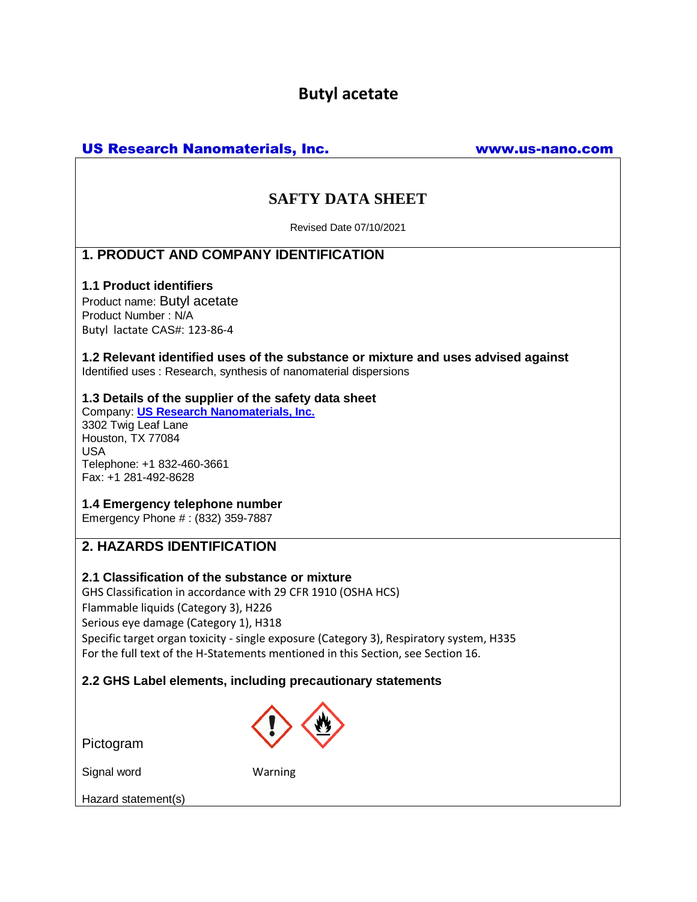# Butyl acetate

**US Research Nanomaterials, Inc.** **www.us-nano.com**

## SAFTY DATA SHEET

Revised Date 07/10/2021

## 1. PRODUCT AND COMPANY IDENTIFICATION

### 1.1 Product identifiers

Product name: Butyl acetate
Product Number : N/A
Butyl lactate CAS#: 123-86-4

### 1.2 Relevant identified uses of the substance or mixture and uses advised against

Identified uses : Research, synthesis of nanomaterial dispersions

### 1.3 Details of the supplier of the safety data sheet

Company: **US Research Nanomaterials, Inc.**
3302 Twig Leaf Lane
Houston, TX 77084
USA
Telephone: +1 832-460-3661
Fax: +1 281-492-8628

### 1.4 Emergency telephone number

Emergency Phone # : (832) 359-7887

## 2. HAZARDS IDENTIFICATION

### 2.1 Classification of the substance or mixture

GHS Classification in accordance with 29 CFR 1910 (OSHA HCS)
Flammable liquids (Category 3), H226
Serious eye damage (Category 1), H318
Specific target organ toxicity - single exposure (Category 3), Respiratory system, H335
For the full text of the H-Statements mentioned in this Section, see Section 16.

### 2.2 GHS Label elements, including precautionary statements

Pictogram

Signal word Warning

Hazard statement(s)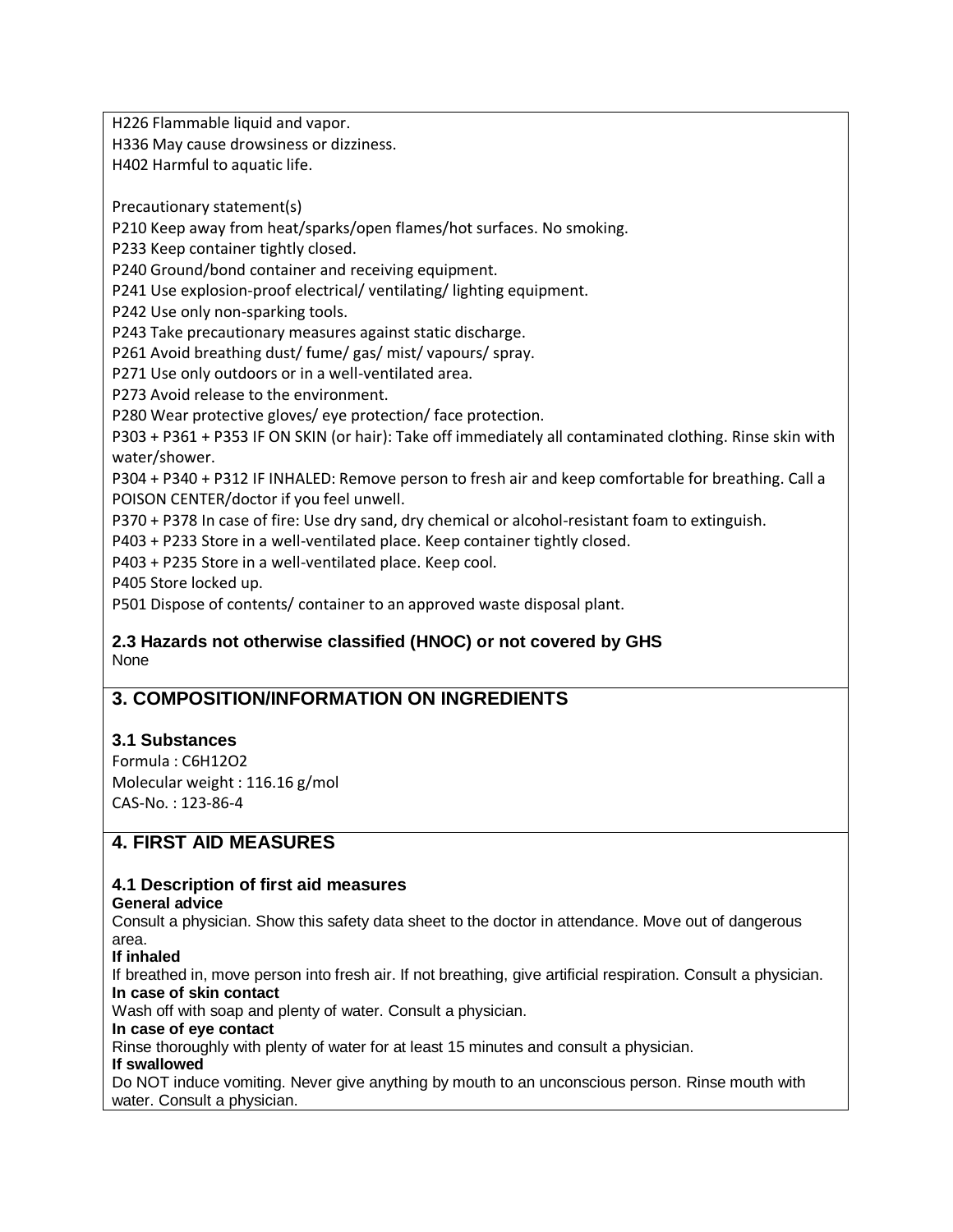H226 Flammable liquid and vapor.
H336 May cause drowsiness or dizziness.
H402 Harmful to aquatic life.

Precautionary statement(s)
P210 Keep away from heat/sparks/open flames/hot surfaces. No smoking.
P233 Keep container tightly closed.
P240 Ground/bond container and receiving equipment.
P241 Use explosion-proof electrical/ ventilating/ lighting equipment.
P242 Use only non-sparking tools.
P243 Take precautionary measures against static discharge.
P261 Avoid breathing dust/ fume/ gas/ mist/ vapours/ spray.
P271 Use only outdoors or in a well-ventilated area.
P273 Avoid release to the environment.
P280 Wear protective gloves/ eye protection/ face protection.
P303 + P361 + P353 IF ON SKIN (or hair): Take off immediately all contaminated clothing. Rinse skin with water/shower.
P304 + P340 + P312 IF INHALED: Remove person to fresh air and keep comfortable for breathing. Call a POISON CENTER/doctor if you feel unwell.
P370 + P378 In case of fire: Use dry sand, dry chemical or alcohol-resistant foam to extinguish.
P403 + P233 Store in a well-ventilated place. Keep container tightly closed.
P403 + P235 Store in a well-ventilated place. Keep cool.
P405 Store locked up.
P501 Dispose of contents/ container to an approved waste disposal plant.

### 2.3 Hazards not otherwise classified (HNOC) or not covered by GHS

None

## 3. COMPOSITION/INFORMATION ON INGREDIENTS

### 3.1 Substances

Formula : $C_6H_{12}O_2$
Molecular weight : 116.16 g/mol
CAS-No. : 123-86-4

## 4. FIRST AID MEASURES

### 4.1 Description of first aid measures

**General advice**
Consult a physician. Show this safety data sheet to the doctor in attendance. Move out of dangerous area.

**If inhaled**
If breathed in, move person into fresh air. If not breathing, give artificial respiration. Consult a physician.

**In case of skin contact**
Wash off with soap and plenty of water. Consult a physician.

**In case of eye contact**
Rinse thoroughly with plenty of water for at least 15 minutes and consult a physician.

**If swallowed**
Do NOT induce vomiting. Never give anything by mouth to an unconscious person. Rinse mouth with water. Consult a physician.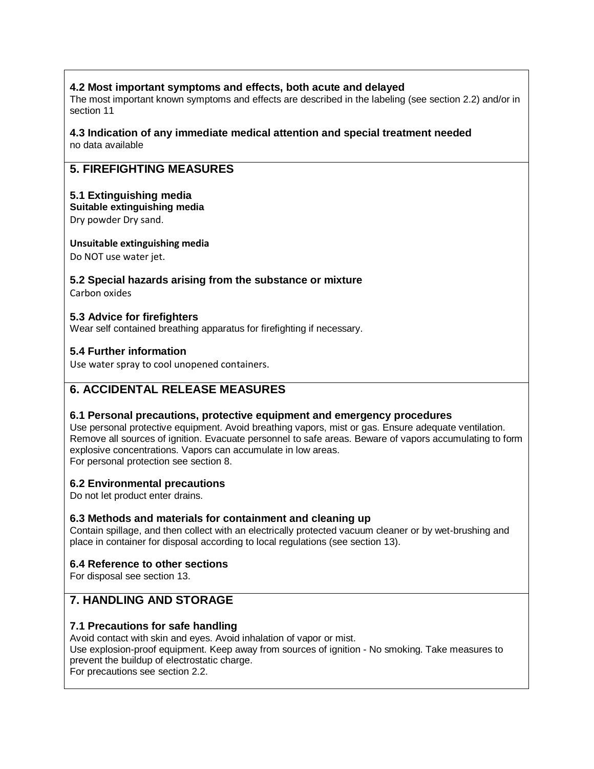### 4.2 Most important symptoms and effects, both acute and delayed

The most important known symptoms and effects are described in the labeling (see section 2.2) and/or in section 11

### 4.3 Indication of any immediate medical attention and special treatment needed

no data available

## 5. FIREFIGHTING MEASURES

### 5.1 Extinguishing media

**Suitable extinguishing media**

Dry powder Dry sand.

**Unsuitable extinguishing media**

Do NOT use water jet.

### 5.2 Special hazards arising from the substance or mixture

Carbon oxides

### 5.3 Advice for firefighters

Wear self contained breathing apparatus for firefighting if necessary.

### 5.4 Further information

Use water spray to cool unopened containers.

## 6. ACCIDENTAL RELEASE MEASURES

### 6.1 Personal precautions, protective equipment and emergency procedures

Use personal protective equipment. Avoid breathing vapors, mist or gas. Ensure adequate ventilation. Remove all sources of ignition. Evacuate personnel to safe areas. Beware of vapors accumulating to form explosive concentrations. Vapors can accumulate in low areas.
For personal protection see section 8.

### 6.2 Environmental precautions

Do not let product enter drains.

### 6.3 Methods and materials for containment and cleaning up

Contain spillage, and then collect with an electrically protected vacuum cleaner or by wet-brushing and place in container for disposal according to local regulations (see section 13).

### 6.4 Reference to other sections

For disposal see section 13.

## 7. HANDLING AND STORAGE

### 7.1 Precautions for safe handling

Avoid contact with skin and eyes. Avoid inhalation of vapor or mist.
Use explosion-proof equipment. Keep away from sources of ignition - No smoking. Take measures to prevent the buildup of electrostatic charge.
For precautions see section 2.2.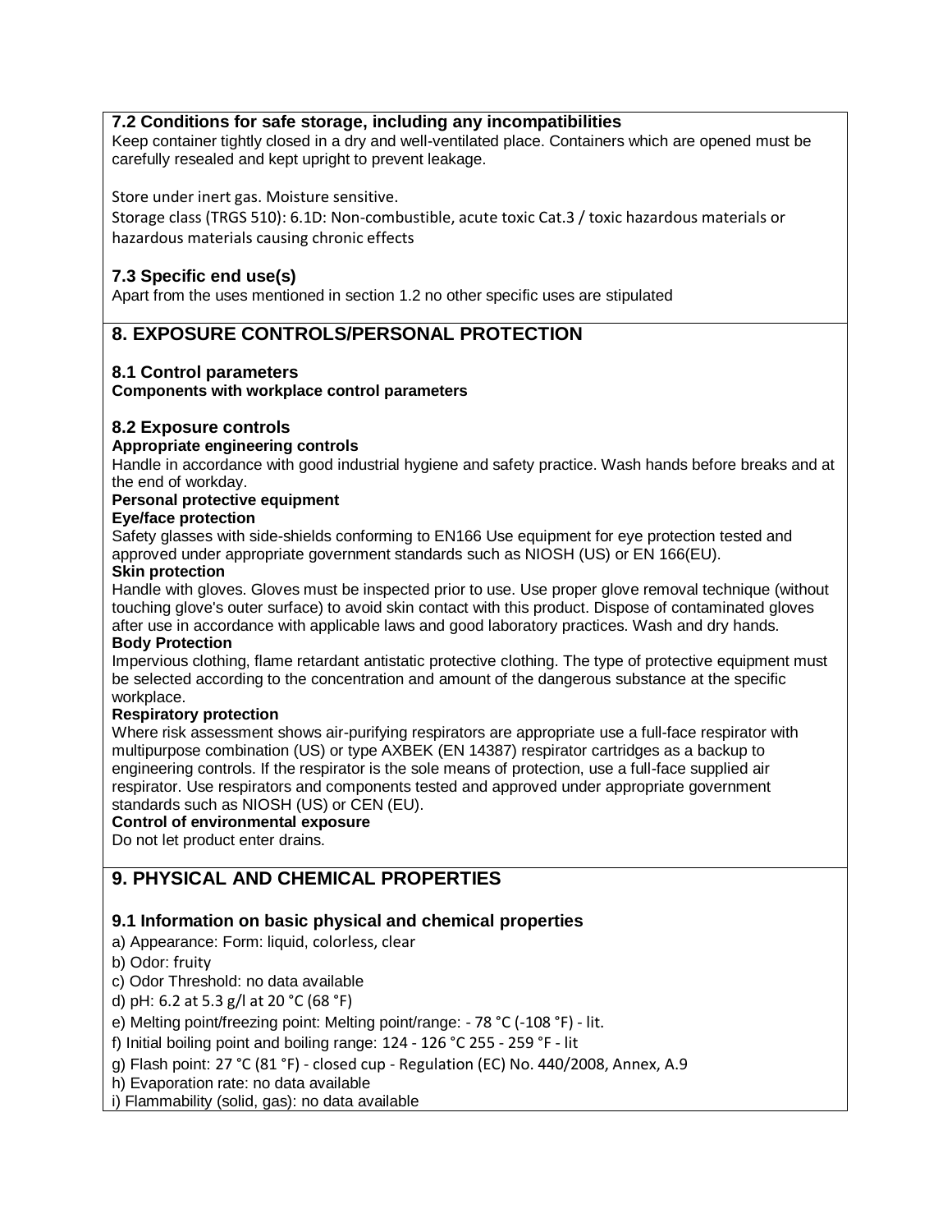### 7.2 Conditions for safe storage, including any incompatibilities

Keep container tightly closed in a dry and well-ventilated place. Containers which are opened must be carefully resealed and kept upright to prevent leakage.

Store under inert gas. Moisture sensitive.

Storage class (TRGS 510): 6.1D: Non-combustible, acute toxic Cat.3 / toxic hazardous materials or hazardous materials causing chronic effects

### 7.3 Specific end use(s)

Apart from the uses mentioned in section 1.2 no other specific uses are stipulated

## 8. EXPOSURE CONTROLS/PERSONAL PROTECTION

### 8.1 Control parameters

**Components with workplace control parameters**

### 8.2 Exposure controls

**Appropriate engineering controls**

Handle in accordance with good industrial hygiene and safety practice. Wash hands before breaks and at the end of workday.

**Personal protective equipment**

**Eye/face protection**

Safety glasses with side-shields conforming to EN166 Use equipment for eye protection tested and approved under appropriate government standards such as NIOSH (US) or EN 166(EU).

**Skin protection**

Handle with gloves. Gloves must be inspected prior to use. Use proper glove removal technique (without touching glove's outer surface) to avoid skin contact with this product. Dispose of contaminated gloves after use in accordance with applicable laws and good laboratory practices. Wash and dry hands.

**Body Protection**

Impervious clothing, flame retardant antistatic protective clothing. The type of protective equipment must be selected according to the concentration and amount of the dangerous substance at the specific workplace.

**Respiratory protection**

Where risk assessment shows air-purifying respirators are appropriate use a full-face respirator with multipurpose combination (US) or type AXBEK (EN 14387) respirator cartridges as a backup to engineering controls. If the respirator is the sole means of protection, use a full-face supplied air respirator. Use respirators and components tested and approved under appropriate government standards such as NIOSH (US) or CEN (EU).

**Control of environmental exposure**

Do not let product enter drains.

## 9. PHYSICAL AND CHEMICAL PROPERTIES

### 9.1 Information on basic physical and chemical properties

a) Appearance: Form: liquid, colorless, clear

b) Odor: fruity

c) Odor Threshold: no data available

d) pH: 6.2 at 5.3 g/l at 20 °C (68 °F)

e) Melting point/freezing point: Melting point/range: - 78 °C (-108 °F) - lit.

f) Initial boiling point and boiling range: 124 - 126 °C 255 - 259 °F - lit

g) Flash point: 27 °C (81 °F) - closed cup - Regulation (EC) No. 440/2008, Annex, A.9

h) Evaporation rate: no data available

i) Flammability (solid, gas): no data available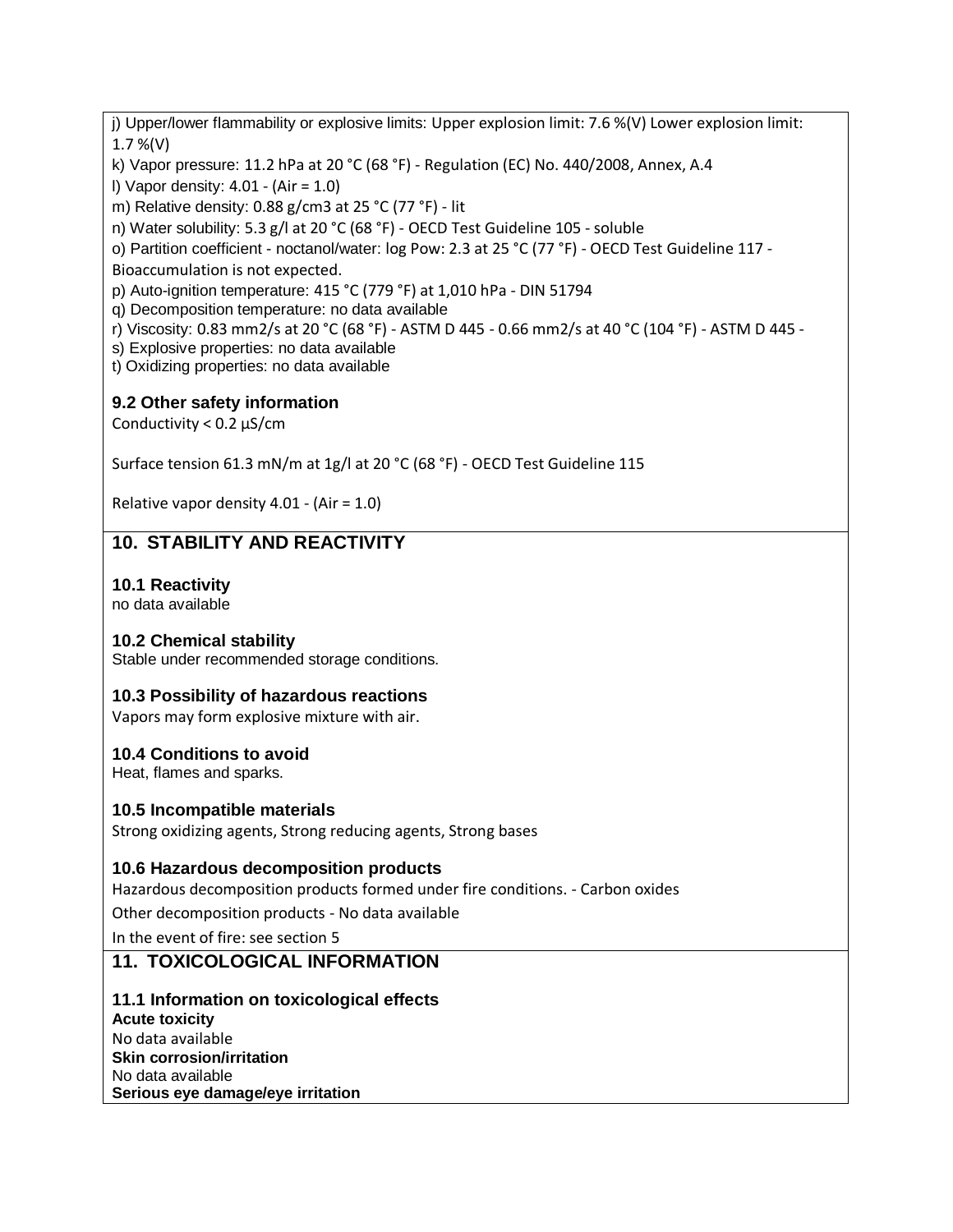j) Upper/lower flammability or explosive limits: Upper explosion limit: 7.6 %(V) Lower explosion limit: 1.7 %(V)

k) Vapor pressure: 11.2 hPa at 20 °C (68 °F) - Regulation (EC) No. 440/2008, Annex, A.4

l) Vapor density: 4.01 - (Air = 1.0)

m) Relative density: 0.88 g/cm3 at 25 °C (77 °F) - lit

n) Water solubility: 5.3 g/l at 20 °C (68 °F) - OECD Test Guideline 105 - soluble

o) Partition coefficient - noctanol/water: log Pow: 2.3 at 25 °C (77 °F) - OECD Test Guideline 117 - Bioaccumulation is not expected.

p) Auto-ignition temperature: 415 °C (779 °F) at 1,010 hPa - DIN 51794

q) Decomposition temperature: no data available

r) Viscosity: 0.83 mm2/s at 20 °C (68 °F) - ASTM D 445 - 0.66 mm2/s at 40 °C (104 °F) - ASTM D 445 -

s) Explosive properties: no data available

t) Oxidizing properties: no data available

### 9.2 Other safety information

Conductivity < 0.2 µS/cm

Surface tension 61.3 mN/m at 1g/l at 20 °C (68 °F) - OECD Test Guideline 115

Relative vapor density 4.01 - (Air = 1.0)

## 10. STABILITY AND REACTIVITY

### 10.1 Reactivity

no data available

### 10.2 Chemical stability

Stable under recommended storage conditions.

### 10.3 Possibility of hazardous reactions

Vapors may form explosive mixture with air.

### 10.4 Conditions to avoid

Heat, flames and sparks.

### 10.5 Incompatible materials

Strong oxidizing agents, Strong reducing agents, Strong bases

### 10.6 Hazardous decomposition products

Hazardous decomposition products formed under fire conditions. - Carbon oxides

Other decomposition products - No data available

In the event of fire: see section 5

## 11. TOXICOLOGICAL INFORMATION

### 11.1 Information on toxicological effects

**Acute toxicity**

No data available

**Skin corrosion/irritation**

No data available

**Serious eye damage/eye irritation**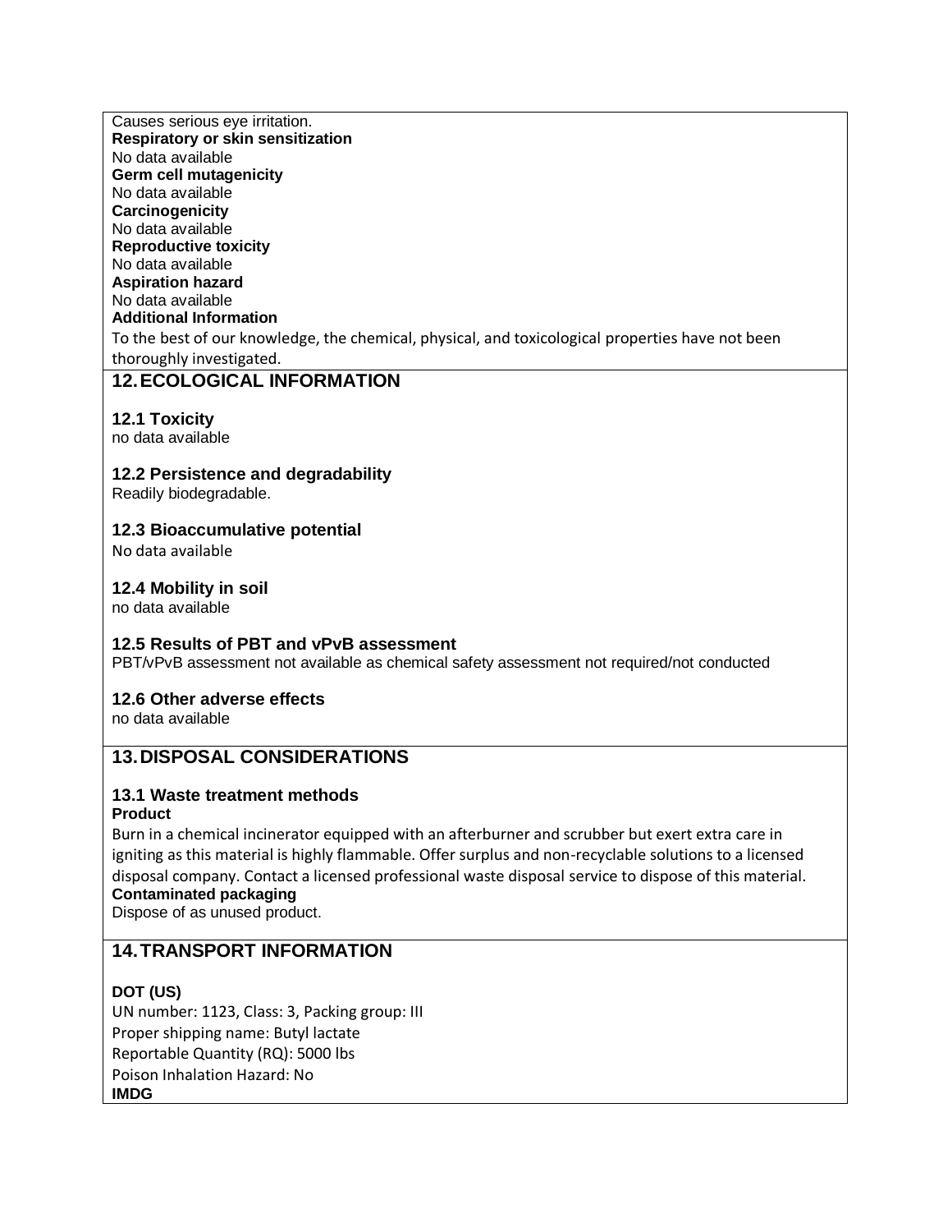Causes serious eye irritation.

**Respiratory or skin sensitization**

No data available

**Germ cell mutagenicity**

No data available

**Carcinogenicity**

No data available

**Reproductive toxicity**

No data available

**Aspiration hazard**

No data available

**Additional Information**

To the best of our knowledge, the chemical, physical, and toxicological properties have not been thoroughly investigated.

## 12. ECOLOGICAL INFORMATION

### 12.1 Toxicity

no data available

### 12.2 Persistence and degradability

Readily biodegradable.

### 12.3 Bioaccumulative potential

No data available

### 12.4 Mobility in soil

no data available

### 12.5 Results of PBT and vPvB assessment

PBT/vPvB assessment not available as chemical safety assessment not required/not conducted

### 12.6 Other adverse effects

no data available

## 13. DISPOSAL CONSIDERATIONS

### 13.1 Waste treatment methods

**Product**

Burn in a chemical incinerator equipped with an afterburner and scrubber but exert extra care in igniting as this material is highly flammable. Offer surplus and non-recyclable solutions to a licensed disposal company. Contact a licensed professional waste disposal service to dispose of this material.

**Contaminated packaging**

Dispose of as unused product.

## 14. TRANSPORT INFORMATION

**DOT (US)**

UN number: 1123, Class: 3, Packing group: III

Proper shipping name: Butyl lactate

Reportable Quantity (RQ): 5000 lbs

Poison Inhalation Hazard: No

**IMDG**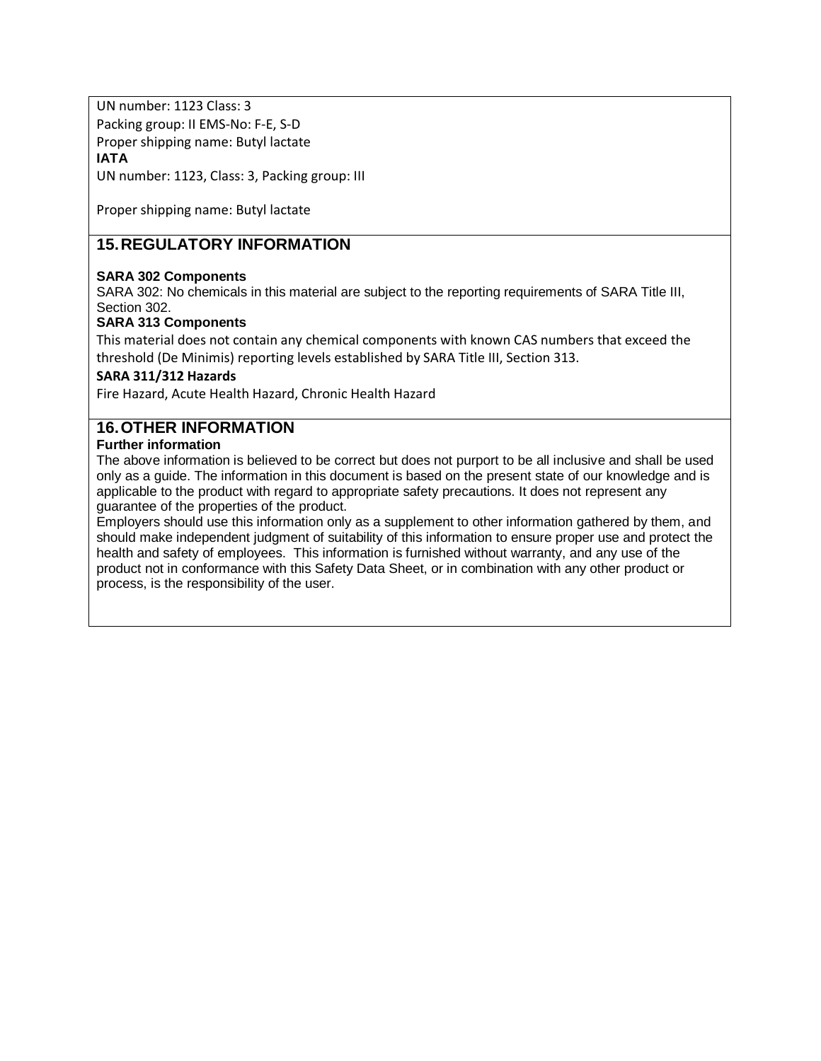UN number: 1123 Class: 3
Packing group: II EMS-No: F-E, S-D
Proper shipping name: Butyl lactate

**IATA**

UN number: 1123, Class: 3, Packing group: III

Proper shipping name: Butyl lactate

## 15. REGULATORY INFORMATION

**SARA 302 Components**

SARA 302: No chemicals in this material are subject to the reporting requirements of SARA Title III, Section 302.

**SARA 313 Components**

This material does not contain any chemical components with known CAS numbers that exceed the threshold (De Minimis) reporting levels established by SARA Title III, Section 313.

**SARA 311/312 Hazards**

Fire Hazard, Acute Health Hazard, Chronic Health Hazard

## 16. OTHER INFORMATION

**Further information**

The above information is believed to be correct but does not purport to be all inclusive and shall be used only as a guide. The information in this document is based on the present state of our knowledge and is applicable to the product with regard to appropriate safety precautions. It does not represent any guarantee of the properties of the product.

Employers should use this information only as a supplement to other information gathered by them, and should make independent judgment of suitability of this information to ensure proper use and protect the health and safety of employees. This information is furnished without warranty, and any use of the product not in conformance with this Safety Data Sheet, or in combination with any other product or process, is the responsibility of the user.